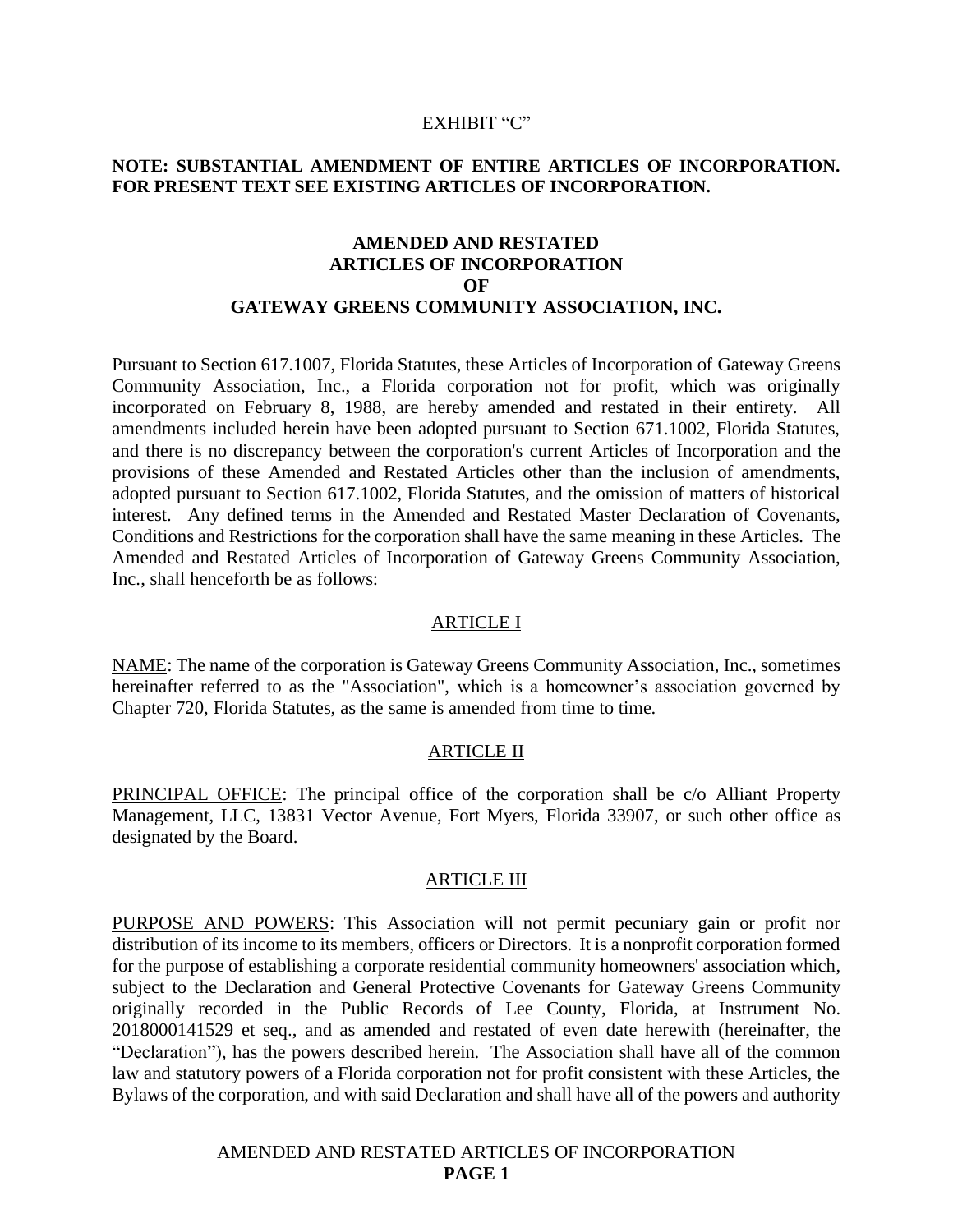EXHIBIT "C"

**NOTE: SUBSTANTIAL AMENDMENT OF ENTIRE ARTICLES OF INCORPORATION. FOR PRESENT TEXT SEE EXISTING ARTICLES OF INCORPORATION.**

# AMENDED AND RESTATED ARTICLES OF INCORPORATION OF GATEWAY GREENS COMMUNITY ASSOCIATION, INC.

Pursuant to Section 617.1007, Florida Statutes, these Articles of Incorporation of Gateway Greens Community Association, Inc., a Florida corporation not for profit, which was originally incorporated on February 8, 1988, are hereby amended and restated in their entirety. All amendments included herein have been adopted pursuant to Section 671.1002, Florida Statutes, and there is no discrepancy between the corporation's current Articles of Incorporation and the provisions of these Amended and Restated Articles other than the inclusion of amendments, adopted pursuant to Section 617.1002, Florida Statutes, and the omission of matters of historical interest. Any defined terms in the Amended and Restated Master Declaration of Covenants, Conditions and Restrictions for the corporation shall have the same meaning in these Articles. The Amended and Restated Articles of Incorporation of Gateway Greens Community Association, Inc., shall henceforth be as follows:

## ARTICLE I

NAME: The name of the corporation is Gateway Greens Community Association, Inc., sometimes hereinafter referred to as the "Association", which is a homeowner's association governed by Chapter 720, Florida Statutes, as the same is amended from time to time.

## ARTICLE II

PRINCIPAL OFFICE: The principal office of the corporation shall be c/o Alliant Property Management, LLC, 13831 Vector Avenue, Fort Myers, Florida 33907, or such other office as designated by the Board.

## ARTICLE III

PURPOSE AND POWERS: This Association will not permit pecuniary gain or profit nor distribution of its income to its members, officers or Directors. It is a nonprofit corporation formed for the purpose of establishing a corporate residential community homeowners' association which, subject to the Declaration and General Protective Covenants for Gateway Greens Community originally recorded in the Public Records of Lee County, Florida, at Instrument No. 2018000141529 et seq., and as amended and restated of even date herewith (hereinafter, the "Declaration"), has the powers described herein. The Association shall have all of the common law and statutory powers of a Florida corporation not for profit consistent with these Articles, the Bylaws of the corporation, and with said Declaration and shall have all of the powers and authority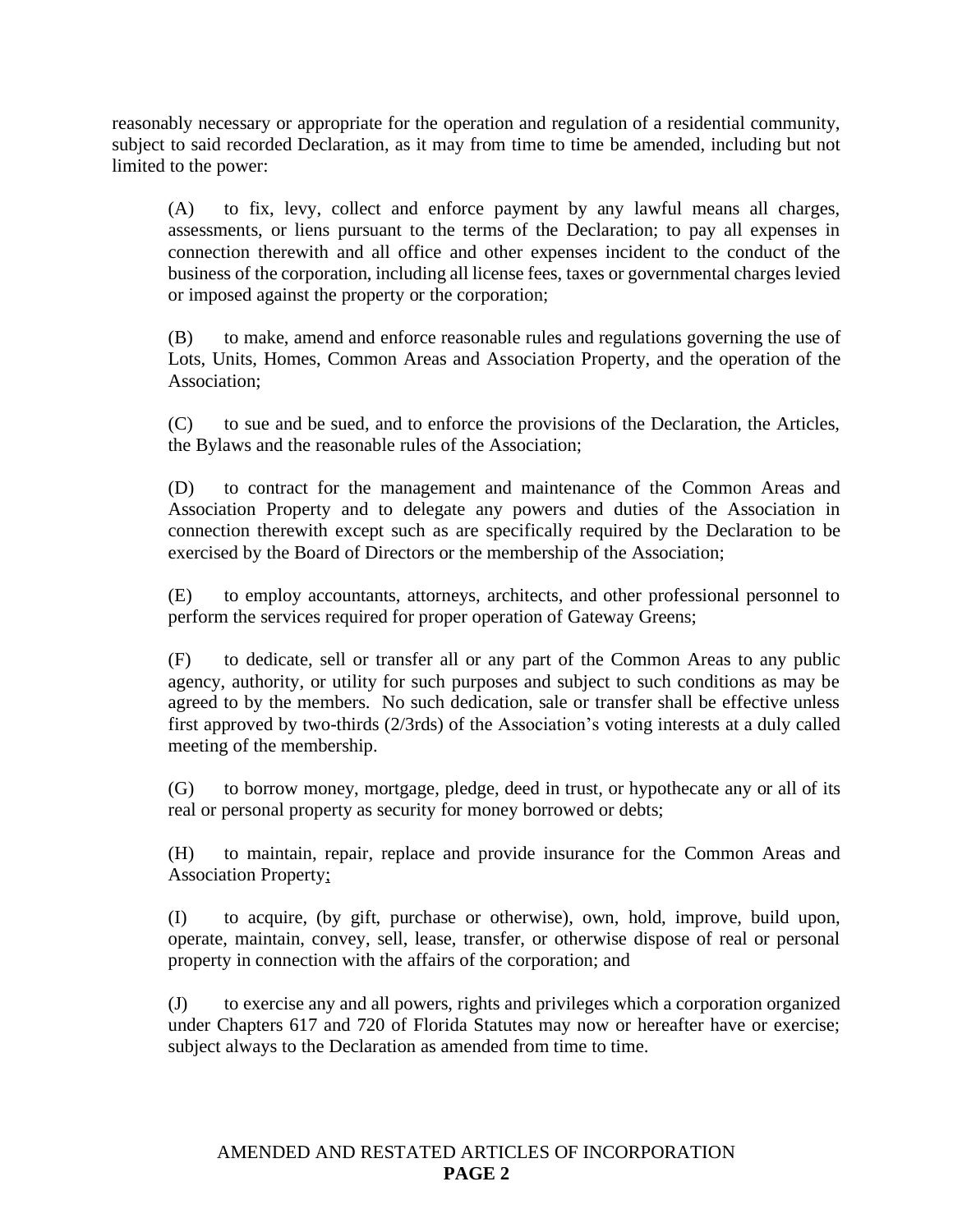reasonably necessary or appropriate for the operation and regulation of a residential community, subject to said recorded Declaration, as it may from time to time be amended, including but not limited to the power:

(A) to fix, levy, collect and enforce payment by any lawful means all charges, assessments, or liens pursuant to the terms of the Declaration; to pay all expenses in connection therewith and all office and other expenses incident to the conduct of the business of the corporation, including all license fees, taxes or governmental charges levied or imposed against the property or the corporation;

(B) to make, amend and enforce reasonable rules and regulations governing the use of Lots, Units, Homes, Common Areas and Association Property, and the operation of the Association;

(C) to sue and be sued, and to enforce the provisions of the Declaration, the Articles, the Bylaws and the reasonable rules of the Association;

(D) to contract for the management and maintenance of the Common Areas and Association Property and to delegate any powers and duties of the Association in connection therewith except such as are specifically required by the Declaration to be exercised by the Board of Directors or the membership of the Association;

(E) to employ accountants, attorneys, architects, and other professional personnel to perform the services required for proper operation of Gateway Greens;

(F) to dedicate, sell or transfer all or any part of the Common Areas to any public agency, authority, or utility for such purposes and subject to such conditions as may be agreed to by the members. No such dedication, sale or transfer shall be effective unless first approved by two-thirds (2/3rds) of the Association's voting interests at a duly called meeting of the membership.

(G) to borrow money, mortgage, pledge, deed in trust, or hypothecate any or all of its real or personal property as security for money borrowed or debts;

(H) to maintain, repair, replace and provide insurance for the Common Areas and Association Property;

(I) to acquire, (by gift, purchase or otherwise), own, hold, improve, build upon, operate, maintain, convey, sell, lease, transfer, or otherwise dispose of real or personal property in connection with the affairs of the corporation; and

(J) to exercise any and all powers, rights and privileges which a corporation organized under Chapters 617 and 720 of Florida Statutes may now or hereafter have or exercise; subject always to the Declaration as amended from time to time.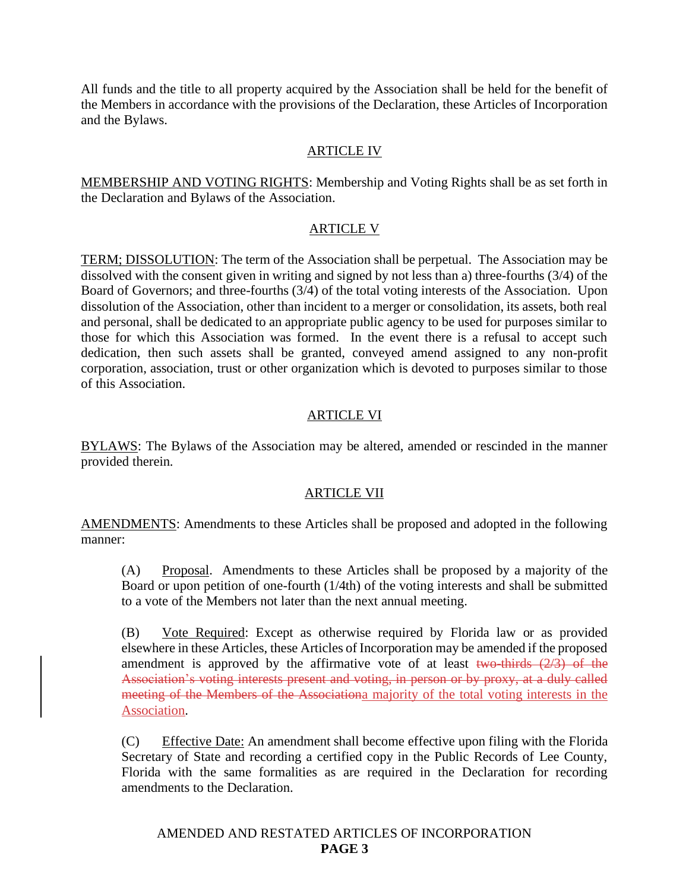All funds and the title to all property acquired by the Association shall be held for the benefit of the Members in accordance with the provisions of the Declaration, these Articles of Incorporation and the Bylaws.

## ARTICLE IV

MEMBERSHIP AND VOTING RIGHTS: Membership and Voting Rights shall be as set forth in the Declaration and Bylaws of the Association.

## ARTICLE V

TERM; DISSOLUTION: The term of the Association shall be perpetual. The Association may be dissolved with the consent given in writing and signed by not less than a) three-fourths (3/4) of the Board of Governors; and three-fourths (3/4) of the total voting interests of the Association. Upon dissolution of the Association, other than incident to a merger or consolidation, its assets, both real and personal, shall be dedicated to an appropriate public agency to be used for purposes similar to those for which this Association was formed. In the event there is a refusal to accept such dedication, then such assets shall be granted, conveyed amend assigned to any non-profit corporation, association, trust or other organization which is devoted to purposes similar to those of this Association.

## ARTICLE VI

BYLAWS: The Bylaws of the Association may be altered, amended or rescinded in the manner provided therein.

## ARTICLE VII

AMENDMENTS: Amendments to these Articles shall be proposed and adopted in the following manner:

(A) Proposal. Amendments to these Articles shall be proposed by a majority of the Board or upon petition of one-fourth (1/4th) of the voting interests and shall be submitted to a vote of the Members not later than the next annual meeting.

(B) Vote Required: Except as otherwise required by Florida law or as provided elsewhere in these Articles, these Articles of Incorporation may be amended if the proposed amendment is approved by the affirmative vote of at least ~~two-thirds (2/3) of the Association's voting interests present and voting, in person or by proxy, at a duly called meeting of the Members of the Association~~a majority of the total voting interests in the Association.

(C) Effective Date: An amendment shall become effective upon filing with the Florida Secretary of State and recording a certified copy in the Public Records of Lee County, Florida with the same formalities as are required in the Declaration for recording amendments to the Declaration.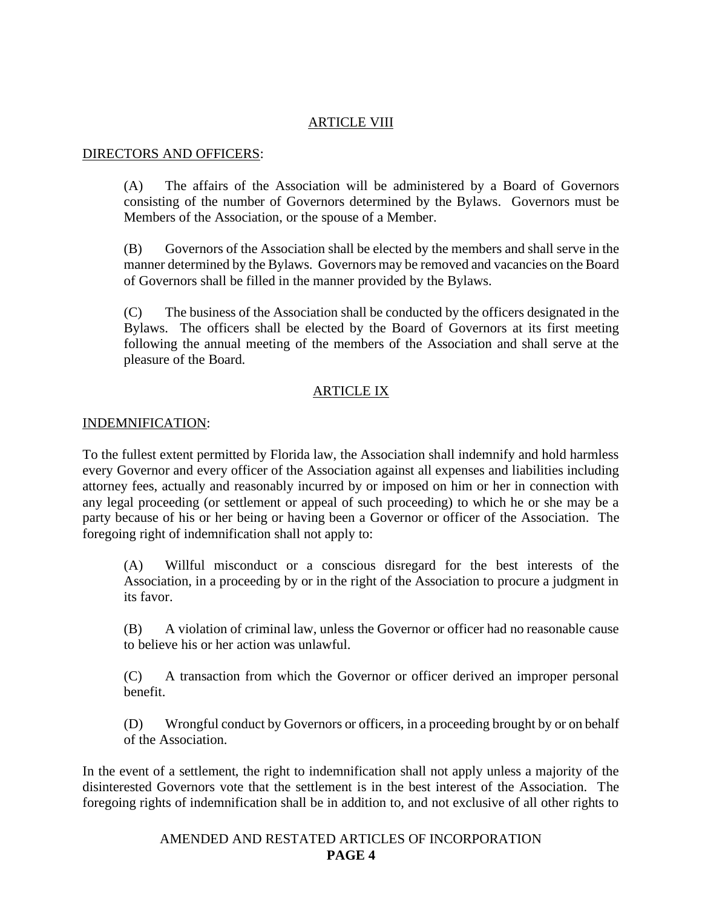## ARTICLE VIII

DIRECTORS AND OFFICERS:

(A) The affairs of the Association will be administered by a Board of Governors consisting of the number of Governors determined by the Bylaws. Governors must be Members of the Association, or the spouse of a Member.

(B) Governors of the Association shall be elected by the members and shall serve in the manner determined by the Bylaws. Governors may be removed and vacancies on the Board of Governors shall be filled in the manner provided by the Bylaws.

(C) The business of the Association shall be conducted by the officers designated in the Bylaws. The officers shall be elected by the Board of Governors at its first meeting following the annual meeting of the members of the Association and shall serve at the pleasure of the Board.

## ARTICLE IX

INDEMNIFICATION:

To the fullest extent permitted by Florida law, the Association shall indemnify and hold harmless every Governor and every officer of the Association against all expenses and liabilities including attorney fees, actually and reasonably incurred by or imposed on him or her in connection with any legal proceeding (or settlement or appeal of such proceeding) to which he or she may be a party because of his or her being or having been a Governor or officer of the Association. The foregoing right of indemnification shall not apply to:

(A) Willful misconduct or a conscious disregard for the best interests of the Association, in a proceeding by or in the right of the Association to procure a judgment in its favor.

(B) A violation of criminal law, unless the Governor or officer had no reasonable cause to believe his or her action was unlawful.

(C) A transaction from which the Governor or officer derived an improper personal benefit.

(D) Wrongful conduct by Governors or officers, in a proceeding brought by or on behalf of the Association.

In the event of a settlement, the right to indemnification shall not apply unless a majority of the disinterested Governors vote that the settlement is in the best interest of the Association. The foregoing rights of indemnification shall be in addition to, and not exclusive of all other rights to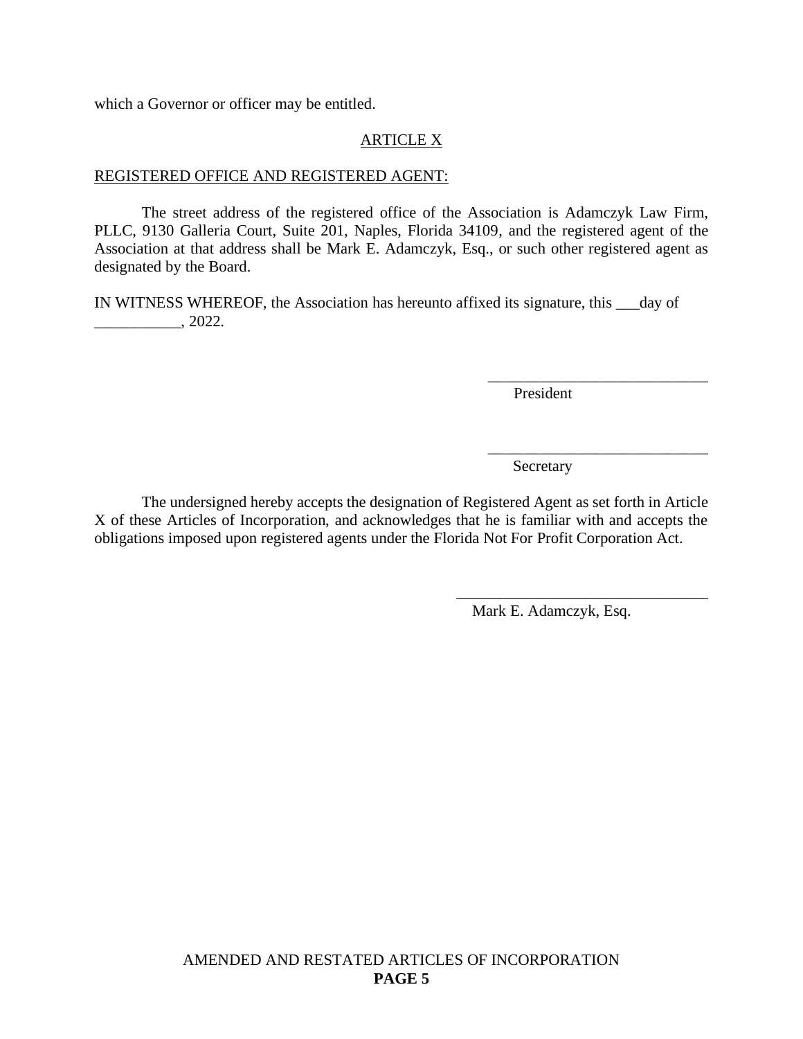which a Governor or officer may be entitled.

ARTICLE X

REGISTERED OFFICE AND REGISTERED AGENT:

The street address of the registered office of the Association is Adamczyk Law Firm, PLLC, 9130 Galleria Court, Suite 201, Naples, Florida 34109, and the registered agent of the Association at that address shall be Mark E. Adamczyk, Esq., or such other registered agent as designated by the Board.

IN WITNESS WHEREOF, the Association has hereunto affixed its signature, this ___day of ___________, 2022.

____________________________
President

____________________________
Secretary

The undersigned hereby accepts the designation of Registered Agent as set forth in Article X of these Articles of Incorporation, and acknowledges that he is familiar with and accepts the obligations imposed upon registered agents under the Florida Not For Profit Corporation Act.

________________________________
Mark E. Adamczyk, Esq.

AMENDED AND RESTATED ARTICLES OF INCORPORATION